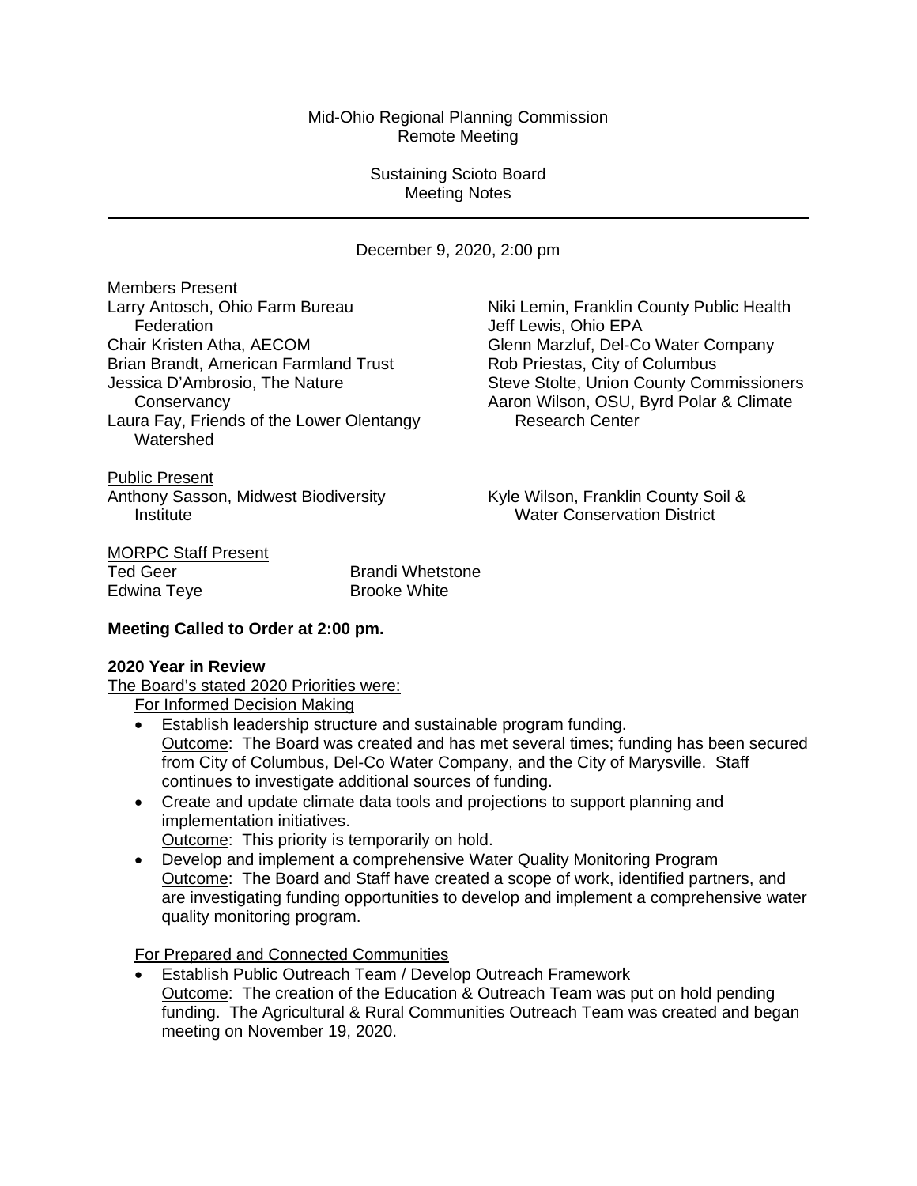Mid-Ohio Regional Planning Commission
Remote Meeting

Sustaining Scioto Board
Meeting Notes

---

December 9, 2020, 2:00 pm

Members Present

Larry Antosch, Ohio Farm Bureau Federation
Chair Kristen Atha, AECOM
Brian Brandt, American Farmland Trust
Jessica D'Ambrosio, The Nature Conservancy
Laura Fay, Friends of the Lower Olentangy Watershed
Niki Lemin, Franklin County Public Health
Jeff Lewis, Ohio EPA
Glenn Marzluf, Del-Co Water Company
Rob Priestas, City of Columbus
Steve Stolte, Union County Commissioners
Aaron Wilson, OSU, Byrd Polar & Climate Research Center

Public Present

Anthony Sasson, Midwest Biodiversity Institute
Kyle Wilson, Franklin County Soil & Water Conservation District

MORPC Staff Present

Ted Geer
Edwina Teye
Brandi Whetstone
Brooke White

**Meeting Called to Order at 2:00 pm.**

**2020 Year in Review**

The Board's stated 2020 Priorities were:

For Informed Decision Making

- Establish leadership structure and sustainable program funding.
  Outcome: The Board was created and has met several times; funding has been secured from City of Columbus, Del-Co Water Company, and the City of Marysville. Staff continues to investigate additional sources of funding.
- Create and update climate data tools and projections to support planning and implementation initiatives.
  Outcome: This priority is temporarily on hold.
- Develop and implement a comprehensive Water Quality Monitoring Program
  Outcome: The Board and Staff have created a scope of work, identified partners, and are investigating funding opportunities to develop and implement a comprehensive water quality monitoring program.

For Prepared and Connected Communities

- Establish Public Outreach Team / Develop Outreach Framework
  Outcome: The creation of the Education & Outreach Team was put on hold pending funding. The Agricultural & Rural Communities Outreach Team was created and began meeting on November 19, 2020.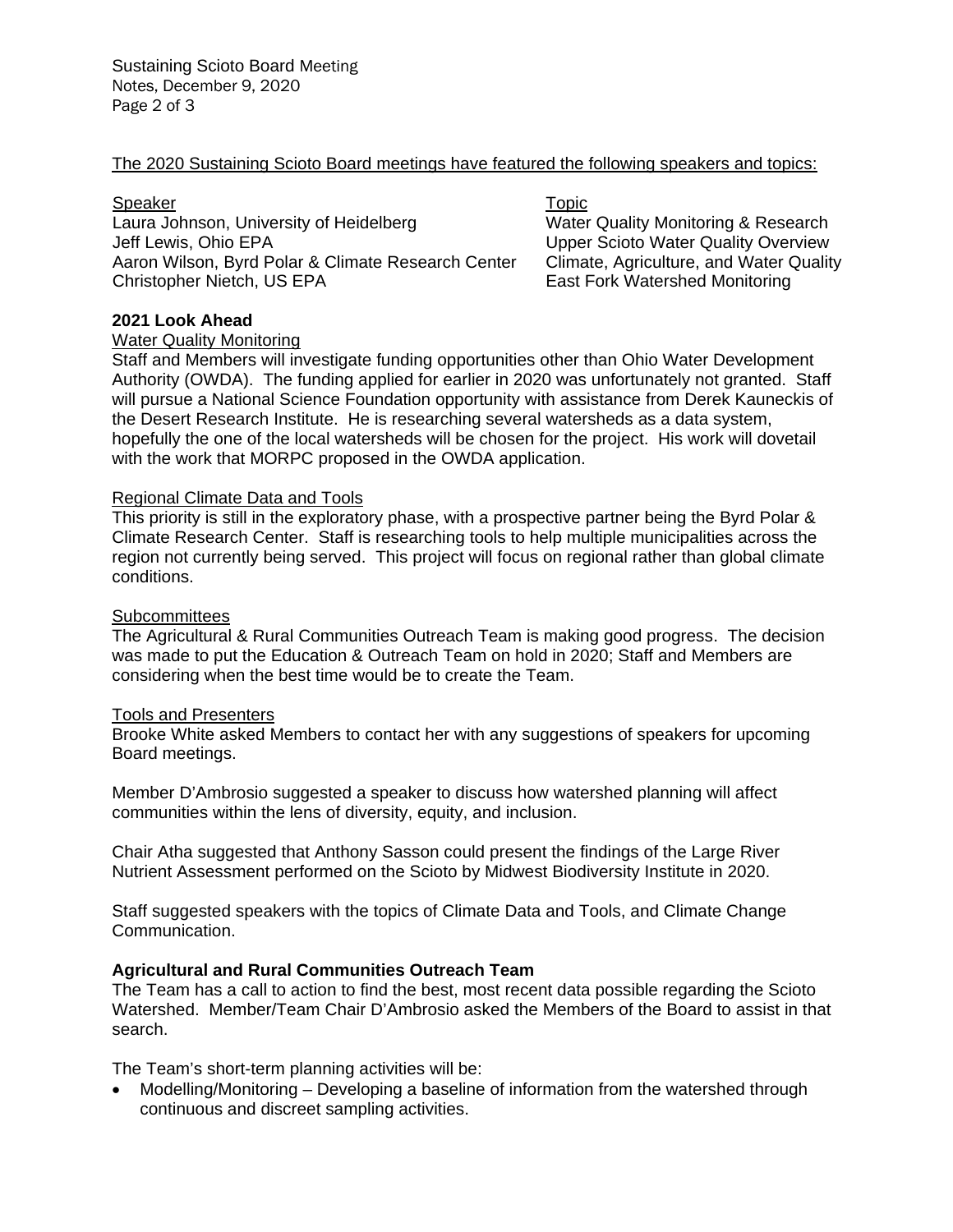The 2020 Sustaining Scioto Board meetings have featured the following speakers and topics:

| Speaker | Topic |
| --- | --- |
| Laura Johnson, University of Heidelberg | Water Quality Monitoring & Research |
| Jeff Lewis, Ohio EPA | Upper Scioto Water Quality Overview |
| Aaron Wilson, Byrd Polar & Climate Research Center | Climate, Agriculture, and Water Quality |
| Christopher Nietch, US EPA | East Fork Watershed Monitoring |

**2021 Look Ahead**

Water Quality Monitoring

Staff and Members will investigate funding opportunities other than Ohio Water Development Authority (OWDA). The funding applied for earlier in 2020 was unfortunately not granted. Staff will pursue a National Science Foundation opportunity with assistance from Derek Kauneckis of the Desert Research Institute. He is researching several watersheds as a data system, hopefully the one of the local watersheds will be chosen for the project. His work will dovetail with the work that MORPC proposed in the OWDA application.

Regional Climate Data and Tools

This priority is still in the exploratory phase, with a prospective partner being the Byrd Polar & Climate Research Center. Staff is researching tools to help multiple municipalities across the region not currently being served. This project will focus on regional rather than global climate conditions.

Subcommittees

The Agricultural & Rural Communities Outreach Team is making good progress. The decision was made to put the Education & Outreach Team on hold in 2020; Staff and Members are considering when the best time would be to create the Team.

Tools and Presenters

Brooke White asked Members to contact her with any suggestions of speakers for upcoming Board meetings.

Member D'Ambrosio suggested a speaker to discuss how watershed planning will affect communities within the lens of diversity, equity, and inclusion.

Chair Atha suggested that Anthony Sasson could present the findings of the Large River Nutrient Assessment performed on the Scioto by Midwest Biodiversity Institute in 2020.

Staff suggested speakers with the topics of Climate Data and Tools, and Climate Change Communication.

**Agricultural and Rural Communities Outreach Team**

The Team has a call to action to find the best, most recent data possible regarding the Scioto Watershed. Member/Team Chair D'Ambrosio asked the Members of the Board to assist in that search.

The Team's short-term planning activities will be:

- Modelling/Monitoring – Developing a baseline of information from the watershed through continuous and discreet sampling activities.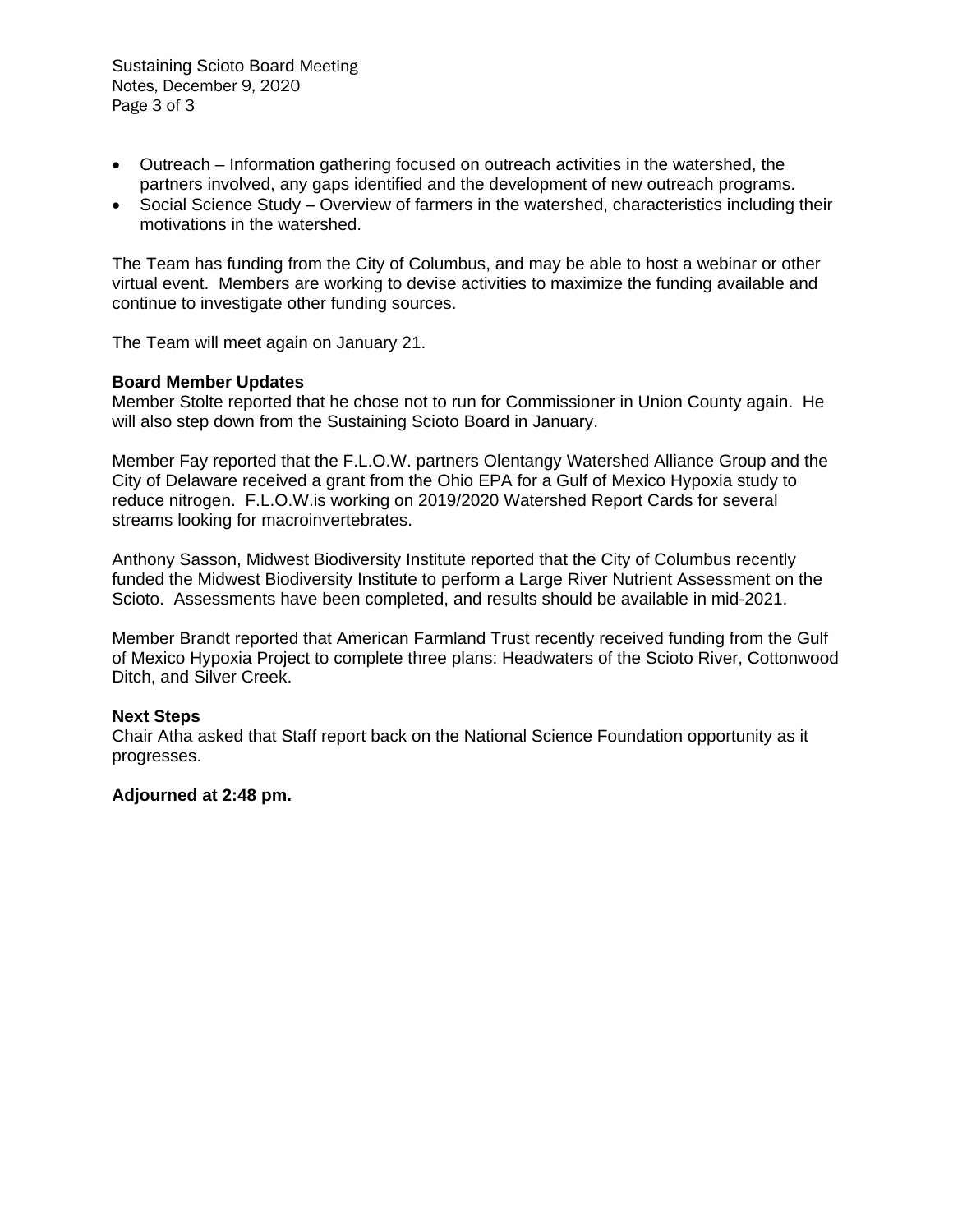- Outreach – Information gathering focused on outreach activities in the watershed, the partners involved, any gaps identified and the development of new outreach programs.
- Social Science Study – Overview of farmers in the watershed, characteristics including their motivations in the watershed.

The Team has funding from the City of Columbus, and may be able to host a webinar or other virtual event. Members are working to devise activities to maximize the funding available and continue to investigate other funding sources.

The Team will meet again on January 21.

**Board Member Updates**

Member Stolte reported that he chose not to run for Commissioner in Union County again. He will also step down from the Sustaining Scioto Board in January.

Member Fay reported that the F.L.O.W. partners Olentangy Watershed Alliance Group and the City of Delaware received a grant from the Ohio EPA for a Gulf of Mexico Hypoxia study to reduce nitrogen. F.L.O.W.is working on 2019/2020 Watershed Report Cards for several streams looking for macroinvertebrates.

Anthony Sasson, Midwest Biodiversity Institute reported that the City of Columbus recently funded the Midwest Biodiversity Institute to perform a Large River Nutrient Assessment on the Scioto. Assessments have been completed, and results should be available in mid-2021.

Member Brandt reported that American Farmland Trust recently received funding from the Gulf of Mexico Hypoxia Project to complete three plans: Headwaters of the Scioto River, Cottonwood Ditch, and Silver Creek.

**Next Steps**

Chair Atha asked that Staff report back on the National Science Foundation opportunity as it progresses.

**Adjourned at 2:48 pm.**